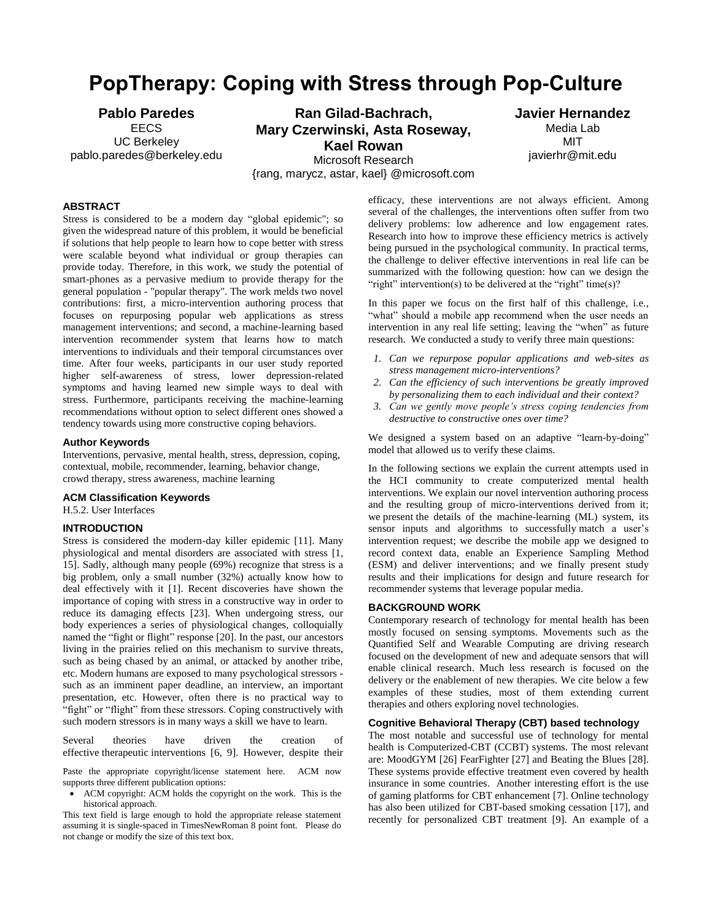# PopTherapy: Coping with Stress through Pop-Culture

**Pablo Paredes**
EECS
UC Berkeley
pablo.paredes@berkeley.edu

**Ran Gilad-Bachrach, Mary Czerwinski, Asta Roseway, Kael Rowan**
Microsoft Research
{rang, marycz, astar, kael} @microsoft.com

**Javier Hernandez**
Media Lab
MIT
javierhr@mit.edu

## ABSTRACT

Stress is considered to be a modern day "global epidemic"; so given the widespread nature of this problem, it would be beneficial if solutions that help people to learn how to cope better with stress were scalable beyond what individual or group therapies can provide today. Therefore, in this work, we study the potential of smart-phones as a pervasive medium to provide therapy for the general population - "popular therapy". The work melds two novel contributions: first, a micro-intervention authoring process that focuses on repurposing popular web applications as stress management interventions; and second, a machine-learning based intervention recommender system that learns how to match interventions to individuals and their temporal circumstances over time. After four weeks, participants in our user study reported higher self-awareness of stress, lower depression-related symptoms and having learned new simple ways to deal with stress. Furthermore, participants receiving the machine-learning recommendations without option to select different ones showed a tendency towards using more constructive coping behaviors.

### Author Keywords

Interventions, pervasive, mental health, stress, depression, coping, contextual, mobile, recommender, learning, behavior change, crowd therapy, stress awareness, machine learning

### ACM Classification Keywords

H.5.2. User Interfaces

## INTRODUCTION

Stress is considered the modern-day killer epidemic [11]. Many physiological and mental disorders are associated with stress [1, 15]. Sadly, although many people (69%) recognize that stress is a big problem, only a small number (32%) actually know how to deal effectively with it [1]. Recent discoveries have shown the importance of coping with stress in a constructive way in order to reduce its damaging effects [23]. When undergoing stress, our body experiences a series of physiological changes, colloquially named the "fight or flight" response [20]. In the past, our ancestors living in the prairies relied on this mechanism to survive threats, such as being chased by an animal, or attacked by another tribe, etc. Modern humans are exposed to many psychological stressors - such as an imminent paper deadline, an interview, an important presentation, etc. However, often there is no practical way to "fight" or "flight" from these stressors. Coping constructively with such modern stressors is in many ways a skill we have to learn.

Several theories have driven the creation of effective therapeutic interventions [6, 9]. However, despite their efficacy, these interventions are not always efficient. Among several of the challenges, the interventions often suffer from two delivery problems: low adherence and low engagement rates. Research into how to improve these efficiency metrics is actively being pursued in the psychological community. In practical terms, the challenge to deliver effective interventions in real life can be summarized with the following question: how can we design the "right" intervention(s) to be delivered at the "right" time(s)?

Paste the appropriate copyright/license statement here. ACM now supports three different publication options:

- ACM copyright: ACM holds the copyright on the work. This is the historical approach.

This text field is large enough to hold the appropriate release statement assuming it is single-spaced in TimesNewRoman 8 point font. Please do not change or modify the size of this text box.

In this paper we focus on the first half of this challenge, i.e., "what" should a mobile app recommend when the user needs an intervention in any real life setting; leaving the "when" as future research. We conducted a study to verify three main questions:

1. *Can we repurpose popular applications and web-sites as stress management micro-interventions?*
2. *Can the efficiency of such interventions be greatly improved by personalizing them to each individual and their context?*
3. *Can we gently move people's stress coping tendencies from destructive to constructive ones over time?*

We designed a system based on an adaptive "learn-by-doing" model that allowed us to verify these claims.

In the following sections we explain the current attempts used in the HCI community to create computerized mental health interventions. We explain our novel intervention authoring process and the resulting group of micro-interventions derived from it; we present the details of the machine-learning (ML) system, its sensor inputs and algorithms to successfully match a user's intervention request; we describe the mobile app we designed to record context data, enable an Experience Sampling Method (ESM) and deliver interventions; and we finally present study results and their implications for design and future research for recommender systems that leverage popular media.

## BACKGROUND WORK

Contemporary research of technology for mental health has been mostly focused on sensing symptoms. Movements such as the Quantified Self and Wearable Computing are driving research focused on the development of new and adequate sensors that will enable clinical research. Much less research is focused on the delivery or the enablement of new therapies. We cite below a few examples of these studies, most of them extending current therapies and others exploring novel technologies.

### Cognitive Behavioral Therapy (CBT) based technology

The most notable and successful use of technology for mental health is Computerized-CBT (CCBT) systems. The most relevant are: MoodGYM [26] FearFighter [27] and Beating the Blues [28]. These systems provide effective treatment even covered by health insurance in some countries. Another interesting effort is the use of gaming platforms for CBT enhancement [7]. Online technology has also been utilized for CBT-based smoking cessation [17], and recently for personalized CBT treatment [9]. An example of a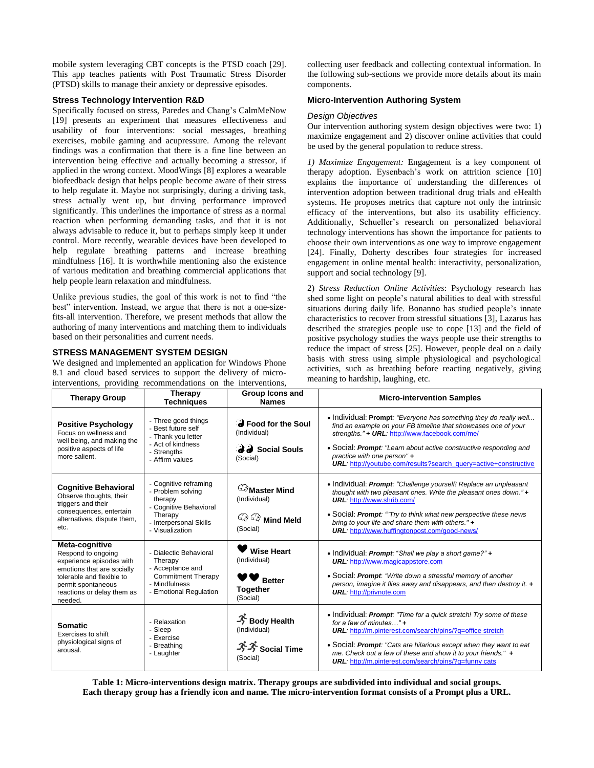mobile system leveraging CBT concepts is the PTSD coach [29]. This app teaches patients with Post Traumatic Stress Disorder (PTSD) skills to manage their anxiety or depressive episodes.

### Stress Technology Intervention R&D

Specifically focused on stress, Paredes and Chang's CalmMeNow [19] presents an experiment that measures effectiveness and usability of four interventions: social messages, breathing exercises, mobile gaming and acupressure. Among the relevant findings was a confirmation that there is a fine line between an intervention being effective and actually becoming a stressor, if applied in the wrong context. MoodWings [8] explores a wearable biofeedback design that helps people become aware of their stress to help regulate it. Maybe not surprisingly, during a driving task, stress actually went up, but driving performance improved significantly. This underlines the importance of stress as a normal reaction when performing demanding tasks, and that it is not always advisable to reduce it, but to perhaps simply keep it under control. More recently, wearable devices have been developed to help regulate breathing patterns and increase breathing mindfulness [16]. It is worthwhile mentioning also the existence of various meditation and breathing commercial applications that help people learn relaxation and mindfulness.

Unlike previous studies, the goal of this work is not to find "the best" intervention. Instead, we argue that there is not a one-size-fits-all intervention. Therefore, we present methods that allow the authoring of many interventions and matching them to individuals based on their personalities and current needs.

## STRESS MANAGEMENT SYSTEM DESIGN

We designed and implemented an application for Windows Phone 8.1 and cloud based services to support the delivery of micro-interventions, providing recommendations on the interventions, collecting user feedback and collecting contextual information. In the following sub-sections we provide more details about its main components.

### Micro-Intervention Authoring System

*Design Objectives*

Our intervention authoring system design objectives were two: 1) maximize engagement and 2) discover online activities that could be used by the general population to reduce stress.

*1) Maximize Engagement:* Engagement is a key component of therapy adoption. Eysenbach's work on attrition science [10] explains the importance of understanding the differences of intervention adoption between traditional drug trials and eHealth systems. He proposes metrics that capture not only the intrinsic efficacy of the interventions, but also its usability efficiency. Additionally, Schueller's research on personalized behavioral technology interventions has shown the importance for patients to choose their own interventions as one way to improve engagement [24]. Finally, Doherty describes four strategies for increased engagement in online mental health: interactivity, personalization, support and social technology [9].

2) *Stress Reduction Online Activities*: Psychology research has shed some light on people's natural abilities to deal with stressful situations during daily life. Bonanno has studied people's innate characteristics to recover from stressful situations [3], Lazarus has described the strategies people use to cope [13] and the field of positive psychology studies the ways people use their strengths to reduce the impact of stress [25]. However, people deal on a daily basis with stress using simple physiological and psychological activities, such as breathing before reacting negatively, giving meaning to hardship, laughing, etc.

| Therapy Group | Therapy Techniques | Group Icons and Names | Micro-intervention Samples |
|---|---|---|---|
| **Positive Psychology** Focus on wellness and well being, and making the positive aspects of life more salient. | - Three good things<br>- Best future self<br>- Thank you letter<br>- Act of kindness<br>- Strengths<br>- Affirm values | **Food for the Soul** (Individual)<br><br>**Social Souls** (Social) | • Individual: ***Prompt**: "Everyone has something they do really well… find an example on your FB timeline that showcases one of your strengths."* **+** ***URL**:* http://www.facebook.com/me/<br><br>• Social: ***Prompt**: "Learn about active constructive responding and practice with one person"* **+** ***URL**:* http://youtube.com/results?search_query=active+constructive |
| **Cognitive Behavioral** Observe thoughts, their triggers and their consequences, entertain alternatives, dispute them, etc. | - Cognitive reframing<br>- Problem solving therapy<br>- Cognitive Behavioral Therapy<br>- Interpersonal Skills<br>- Visualization | **Master Mind** (Individual)<br><br>**Mind Meld** (Social) | • Individual: ***Prompt**: "Challenge yourself! Replace an unpleasant thought with two pleasant ones. Write the pleasant ones down."* **+** ***URL**:* http://www.shrib.com/<br><br>• Social: ***Prompt**: ""Try to think what new perspective these news bring to your life and share them with others."* **+** ***URL**:* http://www.huffingtonpost.com/good-news/ |
| **Meta-cognitive** Respond to ongoing experience episodes with emotions that are socially tolerable and flexible to permit spontaneous reactions or delay them as needed. | - Dialectic Behavioral Therapy<br>- Acceptance and Commitment Therapy<br>- Mindfulness<br>- Emotional Regulation | **Wise Heart** (Individual)<br><br>**Better Together** (Social) | • Individual: ***Prompt**:* "*Shall we play a short game?"* **+** ***URL**:* http://www.magicappstore.com<br><br>• Social: ***Prompt**: "Write down a stressful memory of another person, imagine it flies away and disappears, and then destroy it.* **+** ***URL**:* http://privnote.com |
| **Somatic** Exercises to shift physiological signs of arousal. | - Relaxation<br>- Sleep<br>- Exercise<br>- Breathing<br>- Laughter | **Body Health** (Individual)<br><br>**Social Time** (Social) | • Individual: ***Prompt**: "Time for a quick stretch! Try some of these for a few of minutes…"* **+** ***URL**:* http://m.pinterest.com/search/pins/?q=office stretch<br><br>• Social: ***Prompt**: "Cats are hilarious except when they want to eat me. Check out a few of these and show it to your friends."* **+** ***URL**:* http://m.pinterest.com/search/pins/?q=funny cats |

**Table 1: Micro-interventions design matrix. Therapy groups are subdivided into individual and social groups. Each therapy group has a friendly icon and name. The micro-intervention format consists of a Prompt plus a URL.**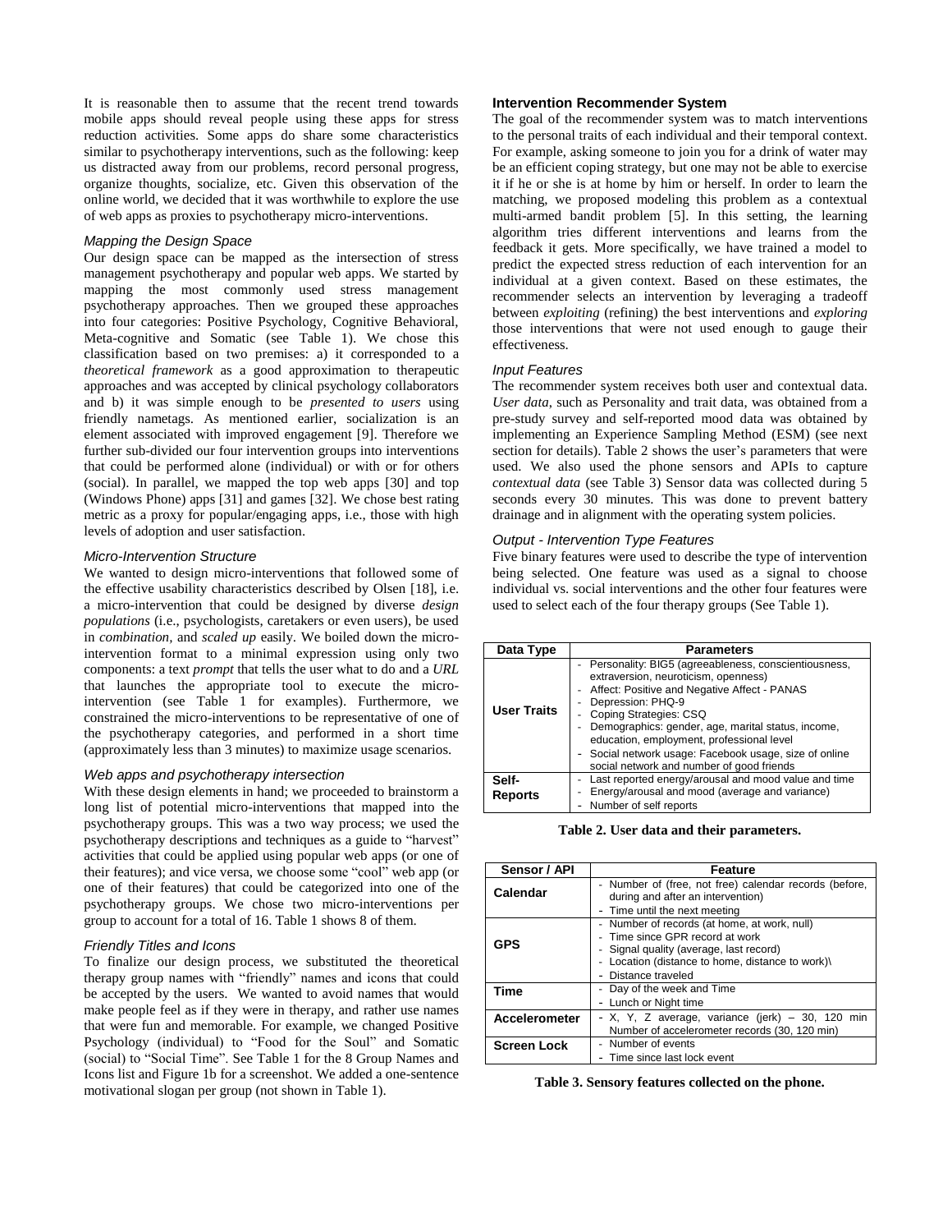It is reasonable then to assume that the recent trend towards mobile apps should reveal people using these apps for stress reduction activities. Some apps do share some characteristics similar to psychotherapy interventions, such as the following: keep us distracted away from our problems, record personal progress, organize thoughts, socialize, etc. Given this observation of the online world, we decided that it was worthwhile to explore the use of web apps as proxies to psychotherapy micro-interventions.

### *Mapping the Design Space*

Our design space can be mapped as the intersection of stress management psychotherapy and popular web apps. We started by mapping the most commonly used stress management psychotherapy approaches. Then we grouped these approaches into four categories: Positive Psychology, Cognitive Behavioral, Meta-cognitive and Somatic (see Table 1). We chose this classification based on two premises: a) it corresponded to a *theoretical framework* as a good approximation to therapeutic approaches and was accepted by clinical psychology collaborators and b) it was simple enough to be *presented to users* using friendly nametags. As mentioned earlier, socialization is an element associated with improved engagement [9]. Therefore we further sub-divided our four intervention groups into interventions that could be performed alone (individual) or with or for others (social). In parallel, we mapped the top web apps [30] and top (Windows Phone) apps [31] and games [32]. We chose best rating metric as a proxy for popular/engaging apps, i.e., those with high levels of adoption and user satisfaction.

### *Micro-Intervention Structure*

We wanted to design micro-interventions that followed some of the effective usability characteristics described by Olsen [18], i.e. a micro-intervention that could be designed by diverse *design populations* (i.e., psychologists, caretakers or even users), be used in *combination*, and *scaled up* easily. We boiled down the micro-intervention format to a minimal expression using only two components: a text *prompt* that tells the user what to do and a *URL* that launches the appropriate tool to execute the micro-intervention (see Table 1 for examples). Furthermore, we constrained the micro-interventions to be representative of one of the psychotherapy categories, and performed in a short time (approximately less than 3 minutes) to maximize usage scenarios.

### *Web apps and psychotherapy intersection*

With these design elements in hand; we proceeded to brainstorm a long list of potential micro-interventions that mapped into the psychotherapy groups. This was a two way process; we used the psychotherapy descriptions and techniques as a guide to "harvest" activities that could be applied using popular web apps (or one of their features); and vice versa, we choose some "cool" web app (or one of their features) that could be categorized into one of the psychotherapy groups. We chose two micro-interventions per group to account for a total of 16. Table 1 shows 8 of them.

### *Friendly Titles and Icons*

To finalize our design process, we substituted the theoretical therapy group names with "friendly" names and icons that could be accepted by the users. We wanted to avoid names that would make people feel as if they were in therapy, and rather use names that were fun and memorable. For example, we changed Positive Psychology (individual) to "Food for the Soul" and Somatic (social) to "Social Time". See Table 1 for the 8 Group Names and Icons list and Figure 1b for a screenshot. We added a one-sentence motivational slogan per group (not shown in Table 1).

## Intervention Recommender System

The goal of the recommender system was to match interventions to the personal traits of each individual and their temporal context. For example, asking someone to join you for a drink of water may be an efficient coping strategy, but one may not be able to exercise it if he or she is at home by him or herself. In order to learn the matching, we proposed modeling this problem as a contextual multi-armed bandit problem [5]. In this setting, the learning algorithm tries different interventions and learns from the feedback it gets. More specifically, we have trained a model to predict the expected stress reduction of each intervention for an individual at a given context. Based on these estimates, the recommender selects an intervention by leveraging a tradeoff between *exploiting* (refining) the best interventions and *exploring* those interventions that were not used enough to gauge their effectiveness.

### *Input Features*

The recommender system receives both user and contextual data. *User data*, such as Personality and trait data, was obtained from a pre-study survey and self-reported mood data was obtained by implementing an Experience Sampling Method (ESM) (see next section for details). Table 2 shows the user's parameters that were used. We also used the phone sensors and APIs to capture *contextual data* (see Table 3) Sensor data was collected during 5 seconds every 30 minutes. This was done to prevent battery drainage and in alignment with the operating system policies.

### *Output - Intervention Type Features*

Five binary features were used to describe the type of intervention being selected. One feature was used as a signal to choose individual vs. social interventions and the other four features were used to select each of the four therapy groups (See Table 1).

| Data Type | Parameters |
|---|---|
| **User Traits** | - Personality: BIG5 (agreeableness, conscientiousness, extraversion, neuroticism, openness)<br>- Affect: Positive and Negative Affect - PANAS<br>- Depression: PHQ-9<br>- Coping Strategies: CSQ<br>- Demographics: gender, age, marital status, income, education, employment, professional level<br>- Social network usage: Facebook usage, size of online social network and number of good friends |
| **Self-Reports** | - Last reported energy/arousal and mood value and time<br>- Energy/arousal and mood (average and variance)<br>- Number of self reports |

**Table 2. User data and their parameters.**

| Sensor / API | Feature |
|---|---|
| **Calendar** | - Number of (free, not free) calendar records (before, during and after an intervention)<br>- Time until the next meeting |
| **GPS** | - Number of records (at home, at work, null)<br>- Time since GPR record at work<br>- Signal quality (average, last record)<br>- Location (distance to home, distance to work)\<br>- Distance traveled |
| **Time** | - Day of the week and Time<br>- Lunch or Night time |
| **Accelerometer** | - X, Y, Z average, variance (jerk) – 30, 120 min Number of accelerometer records (30, 120 min) |
| **Screen Lock** | - Number of events<br>- Time since last lock event |

**Table 3. Sensory features collected on the phone.**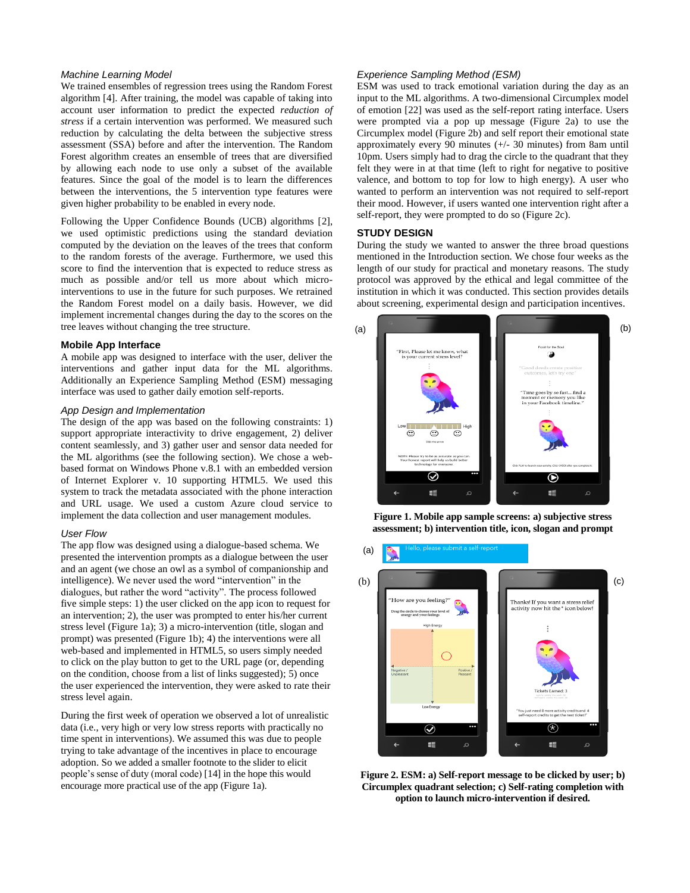*Machine Learning Model*

We trained ensembles of regression trees using the Random Forest algorithm [4]. After training, the model was capable of taking into account user information to predict the expected *reduction of stress* if a certain intervention was performed. We measured such reduction by calculating the delta between the subjective stress assessment (SSA) before and after the intervention. The Random Forest algorithm creates an ensemble of trees that are diversified by allowing each node to use only a subset of the available features. Since the goal of the model is to learn the differences between the interventions, the 5 intervention type features were given higher probability to be enabled in every node.

Following the Upper Confidence Bounds (UCB) algorithms [2], we used optimistic predictions using the standard deviation computed by the deviation on the leaves of the trees that conform to the random forests of the average. Furthermore, we used this score to find the intervention that is expected to reduce stress as much as possible and/or tell us more about which micro-interventions to use in the future for such purposes. We retrained the Random Forest model on a daily basis. However, we did implement incremental changes during the day to the scores on the tree leaves without changing the tree structure.

### Mobile App Interface

A mobile app was designed to interface with the user, deliver the interventions and gather input data for the ML algorithms. Additionally an Experience Sampling Method (ESM) messaging interface was used to gather daily emotion self-reports.

*App Design and Implementation*

The design of the app was based on the following constraints: 1) support appropriate interactivity to drive engagement, 2) deliver content seamlessly, and 3) gather user and sensor data needed for the ML algorithms (see the following section). We chose a web-based format on Windows Phone v.8.1 with an embedded version of Internet Explorer v. 10 supporting HTML5. We used this system to track the metadata associated with the phone interaction and URL usage. We used a custom Azure cloud service to implement the data collection and user management modules.

*User Flow*

The app flow was designed using a dialogue-based schema. We presented the intervention prompts as a dialogue between the user and an agent (we chose an owl as a symbol of companionship and intelligence). We never used the word "intervention" in the dialogues, but rather the word "activity". The process followed five simple steps: 1) the user clicked on the app icon to request for an intervention; 2), the user was prompted to enter his/her current stress level (Figure 1a); 3) a micro-intervention (title, slogan and prompt) was presented (Figure 1b); 4) the interventions were all web-based and implemented in HTML5, so users simply needed to click on the play button to get to the URL page (or, depending on the condition, choose from a list of links suggested); 5) once the user experienced the intervention, they were asked to rate their stress level again.

During the first week of operation we observed a lot of unrealistic data (i.e., very high or very low stress reports with practically no time spent in interventions). We assumed this was due to people trying to take advantage of the incentives in place to encourage adoption. So we added a smaller footnote to the slider to elicit people's sense of duty (moral code) [14] in the hope this would encourage more practical use of the app (Figure 1a).

*Experience Sampling Method (ESM)*

ESM was used to track emotional variation during the day as an input to the ML algorithms. A two-dimensional Circumplex model of emotion [22] was used as the self-report rating interface. Users were prompted via a pop up message (Figure 2a) to use the Circumplex model (Figure 2b) and self report their emotional state approximately every 90 minutes (+/- 30 minutes) from 8am until 10pm. Users simply had to drag the circle to the quadrant that they felt they were in at that time (left to right for negative to positive valence, and bottom to top for low to high energy). A user who wanted to perform an intervention was not required to self-report their mood. However, if users wanted one intervention right after a self-report, they were prompted to do so (Figure 2c).

## STUDY DESIGN

During the study we wanted to answer the three broad questions mentioned in the Introduction section. We chose four weeks as the length of our study for practical and monetary reasons. The study protocol was approved by the ethical and legal committee of the institution in which it was conducted. This section provides details about screening, experimental design and participation incentives.

**Figure 1. Mobile app sample screens: a) subjective stress assessment; b) intervention title, icon, slogan and prompt**

**Figure 2. ESM: a) Self-report message to be clicked by user; b) Circumplex quadrant selection; c) Self-rating completion with option to launch micro-intervention if desired.**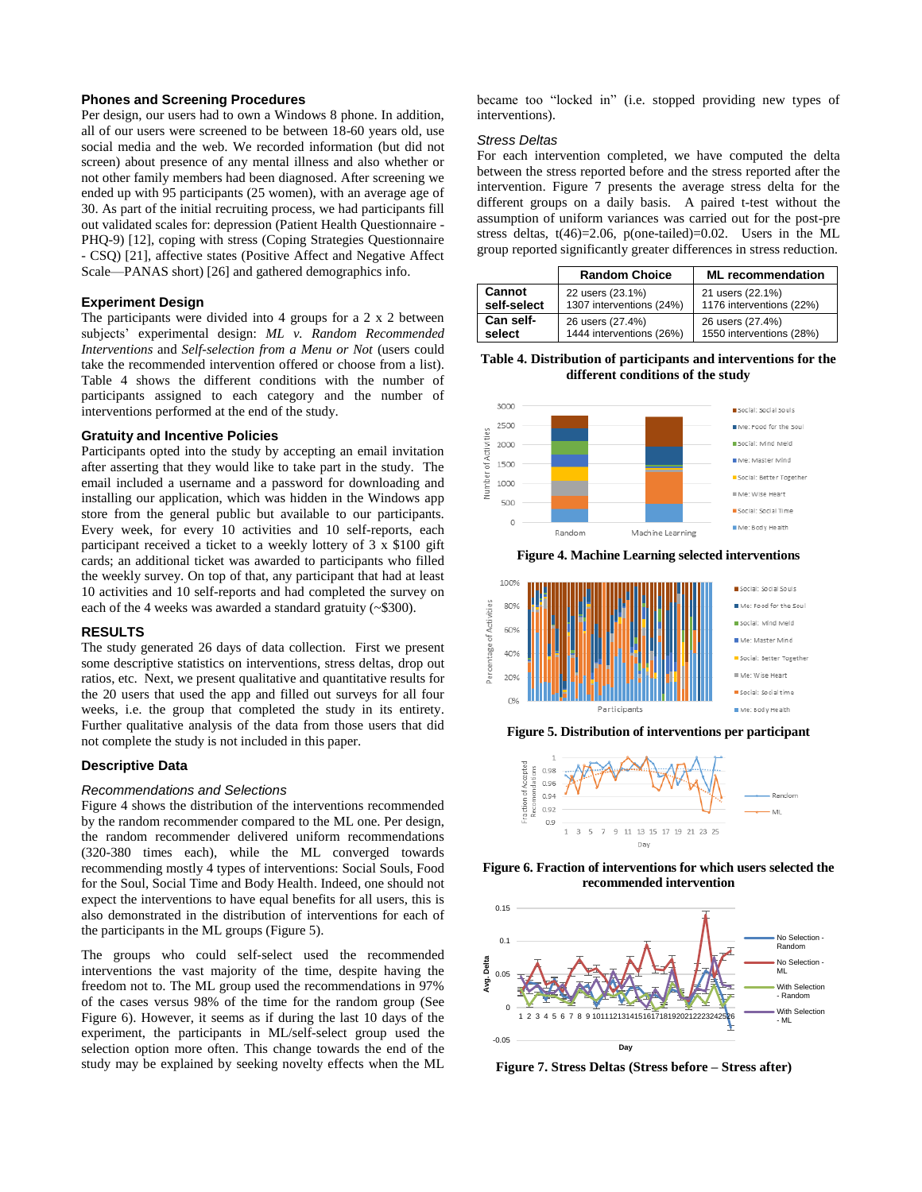### Phones and Screening Procedures

Per design, our users had to own a Windows 8 phone. In addition, all of our users were screened to be between 18-60 years old, use social media and the web. We recorded information (but did not screen) about presence of any mental illness and also whether or not other family members had been diagnosed. After screening we ended up with 95 participants (25 women), with an average age of 30. As part of the initial recruiting process, we had participants fill out validated scales for: depression (Patient Health Questionnaire - PHQ-9) [12], coping with stress (Coping Strategies Questionnaire - CSQ) [21], affective states (Positive Affect and Negative Affect Scale—PANAS short) [26] and gathered demographics info.

### Experiment Design

The participants were divided into 4 groups for a 2 x 2 between subjects' experimental design: *ML v. Random Recommended Interventions* and *Self-selection from a Menu or Not* (users could take the recommended intervention offered or choose from a list). Table 4 shows the different conditions with the number of participants assigned to each category and the number of interventions performed at the end of the study.

### Gratuity and Incentive Policies

Participants opted into the study by accepting an email invitation after asserting that they would like to take part in the study. The email included a username and a password for downloading and installing our application, which was hidden in the Windows app store from the general public but available to our participants. Every week, for every 10 activities and 10 self-reports, each participant received a ticket to a weekly lottery of 3 x $100 gift cards; an additional ticket was awarded to participants who filled the weekly survey. On top of that, any participant that had at least 10 activities and 10 self-reports and had completed the survey on each of the 4 weeks was awarded a standard gratuity (~$300).

## RESULTS

The study generated 26 days of data collection. First we present some descriptive statistics on interventions, stress deltas, drop out ratios, etc. Next, we present qualitative and quantitative results for the 20 users that used the app and filled out surveys for all four weeks, i.e. the group that completed the study in its entirety. Further qualitative analysis of the data from those users that did not complete the study is not included in this paper.

### Descriptive Data

#### *Recommendations and Selections*

Figure 4 shows the distribution of the interventions recommended by the random recommender compared to the ML one. Per design, the random recommender delivered uniform recommendations (320-380 times each), while the ML converged towards recommending mostly 4 types of interventions: Social Souls, Food for the Soul, Social Time and Body Health. Indeed, one should not expect the interventions to have equal benefits for all users, this is also demonstrated in the distribution of interventions for each of the participants in the ML groups (Figure 5).

The groups who could self-select used the recommended interventions the vast majority of the time, despite having the freedom not to. The ML group used the recommendations in 97% of the cases versus 98% of the time for the random group (See Figure 6). However, it seems as if during the last 10 days of the experiment, the participants in ML/self-select group used the selection option more often. This change towards the end of the study may be explained by seeking novelty effects when the ML became too "locked in" (i.e. stopped providing new types of interventions).

#### *Stress Deltas*

For each intervention completed, we have computed the delta between the stress reported before and the stress reported after the intervention. Figure 7 presents the average stress delta for the different groups on a daily basis. A paired t-test without the assumption of uniform variances was carried out for the post-pre stress deltas, $t(46)=2.06$, $p(\text{one-tailed})=0.02$. Users in the ML group reported significantly greater differences in stress reduction.

| | Random Choice | ML recommendation |
|---|---|---|
| **Cannot self-select** | 22 users (23.1%)<br>1307 interventions (24%) | 21 users (22.1%)<br>1176 interventions (22%) |
| **Can self-select** | 26 users (27.4%)<br>1444 interventions (26%) | 26 users (27.4%)<br>1550 interventions (28%) |

**Table 4. Distribution of participants and interventions for the different conditions of the study**

**Figure 4. Machine Learning selected interventions**

**Figure 5. Distribution of interventions per participant**

**Figure 6. Fraction of interventions for which users selected the recommended intervention**

**Figure 7. Stress Deltas (Stress before – Stress after)**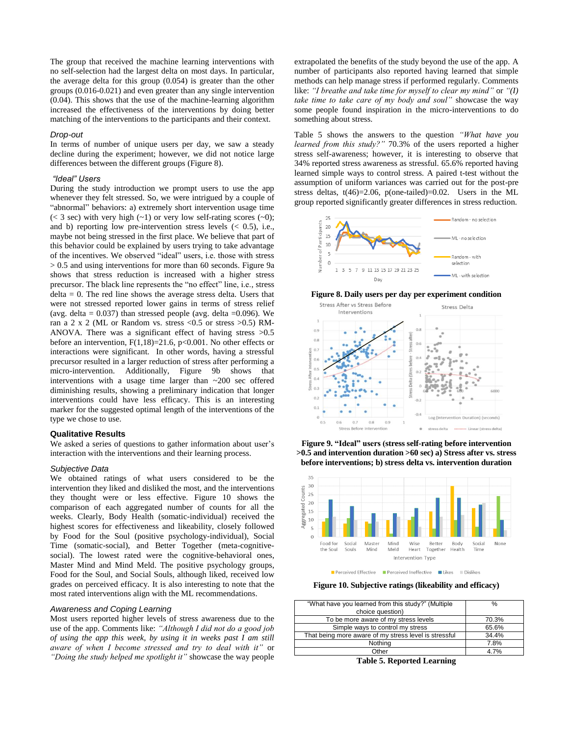The group that received the machine learning interventions with no self-selection had the largest delta on most days. In particular, the average delta for this group (0.054) is greater than the other groups (0.016-0.021) and even greater than any single intervention (0.04). This shows that the use of the machine-learning algorithm increased the effectiveness of the interventions by doing better matching of the interventions to the participants and their context.

### *Drop-out*

In terms of number of unique users per day, we saw a steady decline during the experiment; however, we did not notice large differences between the different groups (Figure 8).

### *"Ideal" Users*

During the study introduction we prompt users to use the app whenever they felt stressed. So, we were intrigued by a couple of "abnormal" behaviors: a) extremely short intervention usage time (< 3 sec) with very high (~1) or very low self-rating scores (~0); and b) reporting low pre-intervention stress levels (< 0.5), i.e., maybe not being stressed in the first place. We believe that part of this behavior could be explained by users trying to take advantage of the incentives. We observed "ideal" users, i.e. those with stress > 0.5 and using interventions for more than 60 seconds. Figure 9a shows that stress reduction is increased with a higher stress precursor. The black line represents the "no effect" line, i.e., stress delta = 0. The red line shows the average stress delta. Users that were not stressed reported lower gains in terms of stress relief (avg. delta = 0.037) than stressed people (avg. delta =0.096). We ran a 2 x 2 (ML or Random vs. stress <0.5 or stress >0.5) RM-ANOVA. There was a significant effect of having stress >0.5 before an intervention, $F(1,18)=21.6$, $p<0.001$. No other effects or interactions were significant. In other words, having a stressful precursor resulted in a larger reduction of stress after performing a micro-intervention. Additionally, Figure 9b shows that interventions with a usage time larger than ~200 sec offered diminishing results, showing a preliminary indication that longer interventions could have less efficacy. This is an interesting marker for the suggested optimal length of the interventions of the type we chose to use.

## Qualitative Results

We asked a series of questions to gather information about user's interaction with the interventions and their learning process.

### *Subjective Data*

We obtained ratings of what users considered to be the intervention they liked and disliked the most, and the interventions they thought were or less effective. Figure 10 shows the comparison of each aggregated number of counts for all the weeks. Clearly, Body Health (somatic-individual) received the highest scores for effectiveness and likeability, closely followed by Food for the Soul (positive psychology-individual), Social Time (somatic-social), and Better Together (meta-cognitive-social). The lowest rated were the cognitive-behavioral ones, Master Mind and Mind Meld. The positive psychology groups, Food for the Soul, and Social Souls, although liked, received low grades on perceived efficacy. It is also interesting to note that the most rated interventions align with the ML recommendations.

### *Awareness and Coping Learning*

Most users reported higher levels of stress awareness due to the use of the app. Comments like: *"Although I did not do a good job of using the app this week, by using it in weeks past I am still aware of when I become stressed and try to deal with it"* or *"Doing the study helped me spotlight it"* showcase the way people extrapolated the benefits of the study beyond the use of the app. A number of participants also reported having learned that simple methods can help manage stress if performed regularly. Comments like: *"I breathe and take time for myself to clear my mind"* or *"(I) take time to take care of my body and soul"* showcase the way some people found inspiration in the micro-interventions to do something about stress.

Table 5 shows the answers to the question *"What have you learned from this study?"* 70.3% of the users reported a higher stress self-awareness; however, it is interesting to observe that 34% reported stress awareness as stressful. 65.6% reported having learned simple ways to control stress. A paired t-test without the assumption of uniform variances was carried out for the post-pre stress deltas, $t(46)=2.06$, $p(\text{one-tailed})=0.02$. Users in the ML group reported significantly greater differences in stress reduction.

**Figure 8. Daily users per day per experiment condition**

**Figure 9. "Ideal" users (stress self-rating before intervention >0.5 and intervention duration >60 sec) a) Stress after vs. stress before interventions; b) stress delta vs. intervention duration**

**Figure 10. Subjective ratings (likeability and efficacy)**

| "What have you learned from this study?" (Multiple choice question) | % |
|---|---|
| To be more aware of my stress levels | 70.3% |
| Simple ways to control my stress | 65.6% |
| That being more aware of my stress level is stressful | 34.4% |
| Nothing | 7.8% |
| Other | 4.7% |

**Table 5. Reported Learning**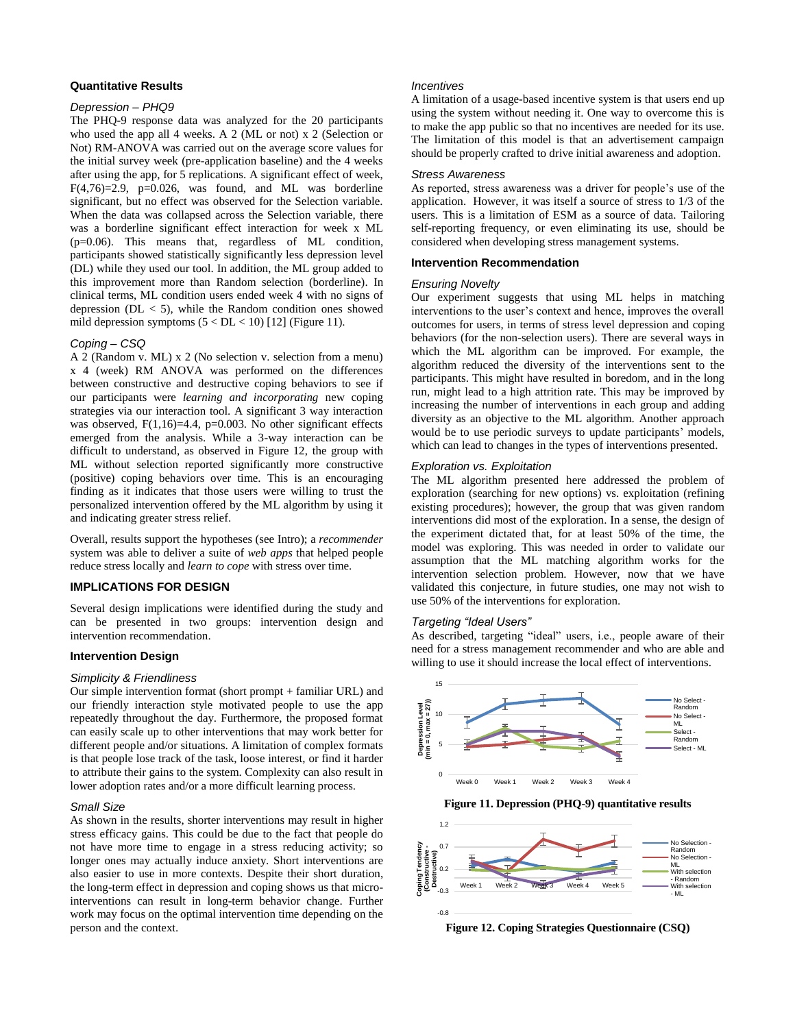### Quantitative Results

#### *Depression – PHQ9*

The PHQ-9 response data was analyzed for the 20 participants who used the app all 4 weeks. A 2 (ML or not) x 2 (Selection or Not) RM-ANOVA was carried out on the average score values for the initial survey week (pre-application baseline) and the 4 weeks after using the app, for 5 replications. A significant effect of week, $F(4,76)=2.9$, $p=0.026$, was found, and ML was borderline significant, but no effect was observed for the Selection variable. When the data was collapsed across the Selection variable, there was a borderline significant effect interaction for week x ML ($p=0.06$). This means that, regardless of ML condition, participants showed statistically significantly less depression level (DL) while they used our tool. In addition, the ML group added to this improvement more than Random selection (borderline). In clinical terms, ML condition users ended week 4 with no signs of depression ($DL < 5$), while the Random condition ones showed mild depression symptoms ($5 < DL < 10$) [12] (Figure 11).

#### *Coping – CSQ*

A 2 (Random v. ML) x 2 (No selection v. selection from a menu) x 4 (week) RM ANOVA was performed on the differences between constructive and destructive coping behaviors to see if our participants were *learning and incorporating* new coping strategies via our interaction tool. A significant 3 way interaction was observed, $F(1,16)=4.4$, $p=0.003$. No other significant effects emerged from the analysis. While a 3-way interaction can be difficult to understand, as observed in Figure 12, the group with ML without selection reported significantly more constructive (positive) coping behaviors over time. This is an encouraging finding as it indicates that those users were willing to trust the personalized intervention offered by the ML algorithm by using it and indicating greater stress relief.

Overall, results support the hypotheses (see Intro); a *recommender* system was able to deliver a suite of *web apps* that helped people reduce stress locally and *learn to cope* with stress over time.

## IMPLICATIONS FOR DESIGN

Several design implications were identified during the study and can be presented in two groups: intervention design and intervention recommendation.

### Intervention Design

#### *Simplicity & Friendliness*

Our simple intervention format (short prompt + familiar URL) and our friendly interaction style motivated people to use the app repeatedly throughout the day. Furthermore, the proposed format can easily scale up to other interventions that may work better for different people and/or situations. A limitation of complex formats is that people lose track of the task, loose interest, or find it harder to attribute their gains to the system. Complexity can also result in lower adoption rates and/or a more difficult learning process.

#### *Small Size*

As shown in the results, shorter interventions may result in higher stress efficacy gains. This could be due to the fact that people do not have more time to engage in a stress reducing activity; so longer ones may actually induce anxiety. Short interventions are also easier to use in more contexts. Despite their short duration, the long-term effect in depression and coping shows us that micro-interventions can result in long-term behavior change. Further work may focus on the optimal intervention time depending on the person and the context.

#### *Incentives*

A limitation of a usage-based incentive system is that users end up using the system without needing it. One way to overcome this is to make the app public so that no incentives are needed for its use. The limitation of this model is that an advertisement campaign should be properly crafted to drive initial awareness and adoption.

#### *Stress Awareness*

As reported, stress awareness was a driver for people's use of the application. However, it was itself a source of stress to 1/3 of the users. This is a limitation of ESM as a source of data. Tailoring self-reporting frequency, or even eliminating its use, should be considered when developing stress management systems.

### Intervention Recommendation

#### *Ensuring Novelty*

Our experiment suggests that using ML helps in matching interventions to the user's context and hence, improves the overall outcomes for users, in terms of stress level depression and coping behaviors (for the non-selection users). There are several ways in which the ML algorithm can be improved. For example, the algorithm reduced the diversity of the interventions sent to the participants. This might have resulted in boredom, and in the long run, might lead to a high attrition rate. This may be improved by increasing the number of interventions in each group and adding diversity as an objective to the ML algorithm. Another approach would be to use periodic surveys to update participants' models, which can lead to changes in the types of interventions presented.

#### *Exploration vs. Exploitation*

The ML algorithm presented here addressed the problem of exploration (searching for new options) vs. exploitation (refining existing procedures); however, the group that was given random interventions did most of the exploration. In a sense, the design of the experiment dictated that, for at least 50% of the time, the model was exploring. This was needed in order to validate our assumption that the ML matching algorithm works for the intervention selection problem. However, now that we have validated this conjecture, in future studies, one may not wish to use 50% of the interventions for exploration.

#### *Targeting "Ideal Users"*

As described, targeting "ideal" users, i.e., people aware of their need for a stress management recommender and who are able and willing to use it should increase the local effect of interventions.

**Figure 11. Depression (PHQ-9) quantitative results**

**Figure 12. Coping Strategies Questionnaire (CSQ)**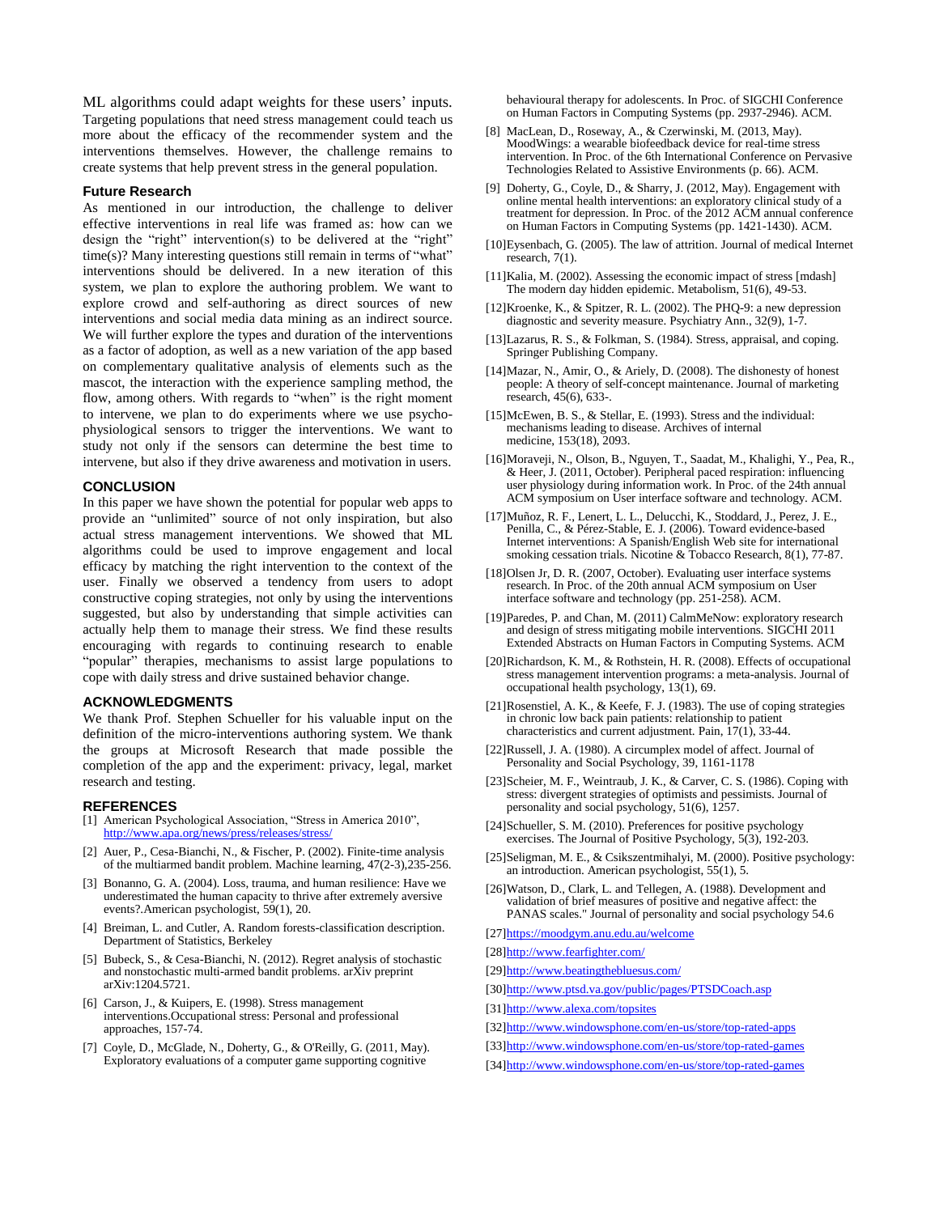ML algorithms could adapt weights for these users' inputs. Targeting populations that need stress management could teach us more about the efficacy of the recommender system and the interventions themselves. However, the challenge remains to create systems that help prevent stress in the general population.

### Future Research

As mentioned in our introduction, the challenge to deliver effective interventions in real life was framed as: how can we design the "right" intervention(s) to be delivered at the "right" time(s)? Many interesting questions still remain in terms of "what" interventions should be delivered. In a new iteration of this system, we plan to explore the authoring problem. We want to explore crowd and self-authoring as direct sources of new interventions and social media data mining as an indirect source. We will further explore the types and duration of the interventions as a factor of adoption, as well as a new variation of the app based on complementary qualitative analysis of elements such as the mascot, the interaction with the experience sampling method, the flow, among others. With regards to "when" is the right moment to intervene, we plan to do experiments where we use psycho-physiological sensors to trigger the interventions. We want to study not only if the sensors can determine the best time to intervene, but also if they drive awareness and motivation in users.

## CONCLUSION

In this paper we have shown the potential for popular web apps to provide an "unlimited" source of not only inspiration, but also actual stress management interventions. We showed that ML algorithms could be used to improve engagement and local efficacy by matching the right intervention to the context of the user. Finally we observed a tendency from users to adopt constructive coping strategies, not only by using the interventions suggested, but also by understanding that simple activities can actually help them to manage their stress. We find these results encouraging with regards to continuing research to enable "popular" therapies, mechanisms to assist large populations to cope with daily stress and drive sustained behavior change.

## ACKNOWLEDGMENTS

We thank Prof. Stephen Schueller for his valuable input on the definition of the micro-interventions authoring system. We thank the groups at Microsoft Research that made possible the completion of the app and the experiment: privacy, legal, market research and testing.

## REFERENCES

[1] American Psychological Association, "Stress in America 2010", http://www.apa.org/news/press/releases/stress/

[2] Auer, P., Cesa-Bianchi, N., & Fischer, P. (2002). Finite-time analysis of the multiarmed bandit problem. Machine learning, 47(2-3),235-256.

[3] Bonanno, G. A. (2004). Loss, trauma, and human resilience: Have we underestimated the human capacity to thrive after extremely aversive events?.American psychologist, 59(1), 20.

[4] Breiman, L. and Cutler, A. Random forests-classification description. Department of Statistics, Berkeley

[5] Bubeck, S., & Cesa-Bianchi, N. (2012). Regret analysis of stochastic and nonstochastic multi-armed bandit problems. arXiv preprint arXiv:1204.5721.

[6] Carson, J., & Kuipers, E. (1998). Stress management interventions.Occupational stress: Personal and professional approaches, 157-74.

[7] Coyle, D., McGlade, N., Doherty, G., & O'Reilly, G. (2011, May). Exploratory evaluations of a computer game supporting cognitive behavioural therapy for adolescents. In Proc. of SIGCHI Conference on Human Factors in Computing Systems (pp. 2937-2946). ACM.

[8] MacLean, D., Roseway, A., & Czerwinski, M. (2013, May). MoodWings: a wearable biofeedback device for real-time stress intervention. In Proc. of the 6th International Conference on Pervasive Technologies Related to Assistive Environments (p. 66). ACM.

[9] Doherty, G., Coyle, D., & Sharry, J. (2012, May). Engagement with online mental health interventions: an exploratory clinical study of a treatment for depression. In Proc. of the 2012 ACM annual conference on Human Factors in Computing Systems (pp. 1421-1430). ACM.

[10] Eysenbach, G. (2005). The law of attrition. Journal of medical Internet research, 7(1).

[11] Kalia, M. (2002). Assessing the economic impact of stress [mdash] The modern day hidden epidemic. Metabolism, 51(6), 49-53.

[12] Kroenke, K., & Spitzer, R. L. (2002). The PHQ-9: a new depression diagnostic and severity measure. Psychiatry Ann., 32(9), 1-7.

[13] Lazarus, R. S., & Folkman, S. (1984). Stress, appraisal, and coping. Springer Publishing Company.

[14] Mazar, N., Amir, O., & Ariely, D. (2008). The dishonesty of honest people: A theory of self-concept maintenance. Journal of marketing research, 45(6), 633-.

[15] McEwen, B. S., & Stellar, E. (1993). Stress and the individual: mechanisms leading to disease. Archives of internal medicine, 153(18), 2093.

[16] Moraveji, N., Olson, B., Nguyen, T., Saadat, M., Khalighi, Y., Pea, R., & Heer, J. (2011, October). Peripheral paced respiration: influencing user physiology during information work. In Proc. of the 24th annual ACM symposium on User interface software and technology. ACM.

[17] Muñoz, R. F., Lenert, L. L., Delucchi, K., Stoddard, J., Perez, J. E., Penilla, C., & Pérez-Stable, E. J. (2006). Toward evidence-based Internet interventions: A Spanish/English Web site for international smoking cessation trials. Nicotine & Tobacco Research, 8(1), 77-87.

[18] Olsen Jr, D. R. (2007, October). Evaluating user interface systems research. In Proc. of the 20th annual ACM symposium on User interface software and technology (pp. 251-258). ACM.

[19] Paredes, P. and Chan, M. (2011) CalmMeNow: exploratory research and design of stress mitigating mobile interventions. SIGCHI 2011 Extended Abstracts on Human Factors in Computing Systems. ACM

[20] Richardson, K. M., & Rothstein, H. R. (2008). Effects of occupational stress management intervention programs: a meta-analysis. Journal of occupational health psychology, 13(1), 69.

[21] Rosenstiel, A. K., & Keefe, F. J. (1983). The use of coping strategies in chronic low back pain patients: relationship to patient characteristics and current adjustment. Pain, 17(1), 33-44.

[22] Russell, J. A. (1980). A circumplex model of affect. Journal of Personality and Social Psychology, 39, 1161-1178

[23] Scheier, M. F., Weintraub, J. K., & Carver, C. S. (1986). Coping with stress: divergent strategies of optimists and pessimists. Journal of personality and social psychology, 51(6), 1257.

[24] Schueller, S. M. (2010). Preferences for positive psychology exercises. The Journal of Positive Psychology, 5(3), 192-203.

[25] Seligman, M. E., & Csikszentmihalyi, M. (2000). Positive psychology: an introduction. American psychologist, 55(1), 5.

[26] Watson, D., Clark, L. and Tellegen, A. (1988). Development and validation of brief measures of positive and negative affect: the PANAS scales." Journal of personality and social psychology 54.6

[27] https://moodgym.anu.edu.au/welcome

[28] http://www.fearfighter.com/

[29] http://www.beatingthebluesus.com/

[30] http://www.ptsd.va.gov/public/pages/PTSDCoach.asp

[31] http://www.alexa.com/topsites

[32] http://www.windowsphone.com/en-us/store/top-rated-apps

[33] http://www.windowsphone.com/en-us/store/top-rated-games

[34] http://www.windowsphone.com/en-us/store/top-rated-games